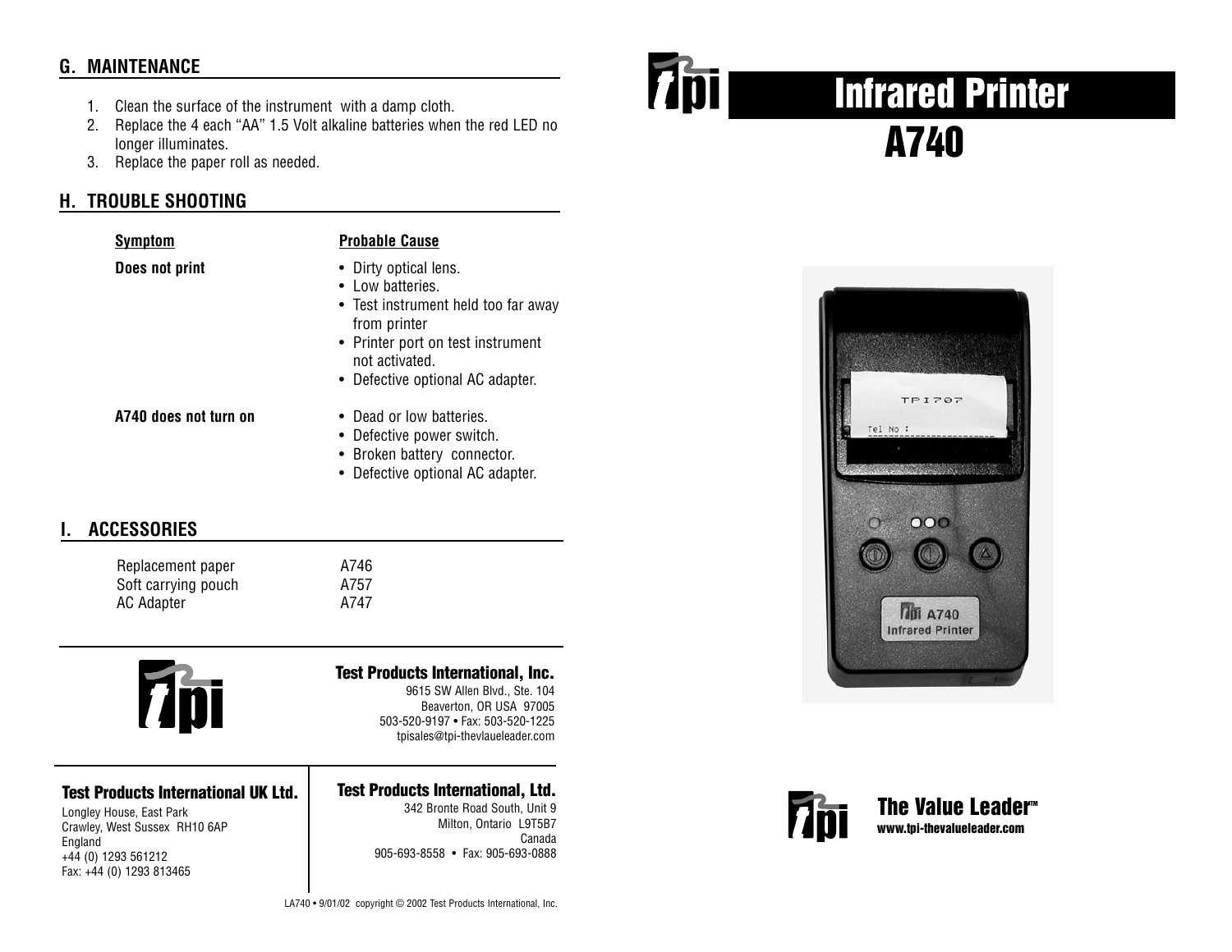## G. MAINTENANCE

1. Clean the surface of the instrument with a damp cloth.
2. Replace the 4 each "AA" 1.5 Volt alkaline batteries when the red LED no longer illuminates.
3. Replace the paper roll as needed.

## H. TROUBLE SHOOTING

| Symptom | Probable Cause |
|---|---|
| **Does not print** | • Dirty optical lens.<br>• Low batteries.<br>• Test instrument held too far away from printer<br>• Printer port on test instrument not activated.<br>• Defective optional AC adapter. |
| **A740 does not turn on** | • Dead or low batteries.<br>• Defective power switch.<br>• Broken battery connector.<br>• Defective optional AC adapter. |

## I. ACCESSORIES

| | |
|---|---|
| Replacement paper | A746 |
| Soft carrying pouch | A757 |
| AC Adapter | A747 |

**Test Products International, Inc.**
9615 SW Allen Blvd., Ste. 104
Beaverton, OR USA 97005
503-520-9197 • Fax: 503-520-1225
tpisales@tpi-thevlaueleader.com

**Test Products International UK Ltd.**
Longley House, East Park
Crawley, West Sussex RH10 6AP
England
+44 (0) 1293 561212
Fax: +44 (0) 1293 813465

**Test Products International, Ltd.**
342 Bronte Road South, Unit 9
Milton, Ontario L9T5B7
Canada
905-693-8558 • Fax: 905-693-0888

LA740 • 9/01/02 copyright © 2002 Test Products International, Inc.

# Infrared Printer A740

**The Value Leader™**
**www.tpi-thevalueleader.com**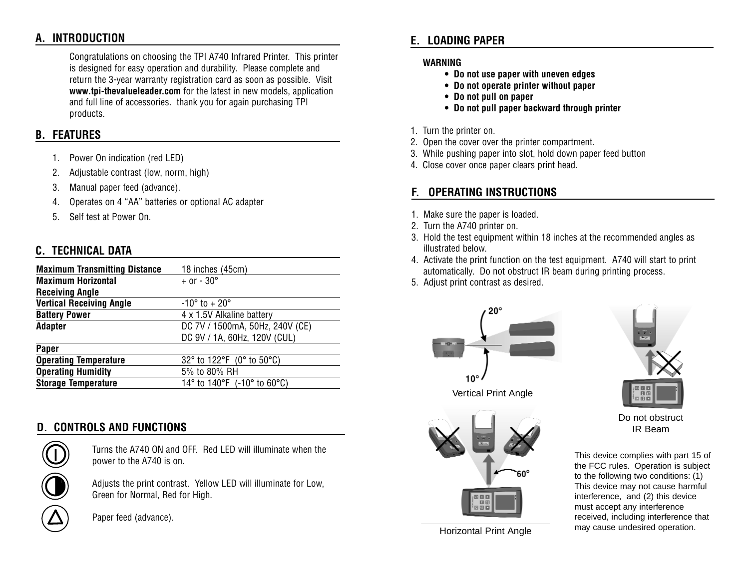## A. INTRODUCTION

Congratulations on choosing the TPI A740 Infrared Printer. This printer is designed for easy operation and durability. Please complete and return the 3-year warranty registration card as soon as possible. Visit **www.tpi-thevalueleader.com** for the latest in new models, application and full line of accessories. thank you for again purchasing TPI products.

## B. FEATURES

1. Power On indication (red LED)
2. Adjustable contrast (low, norm, high)
3. Manual paper feed (advance).
4. Operates on 4 "AA" batteries or optional AC adapter
5. Self test at Power On.

## C. TECHNICAL DATA

| | |
|---|---|
| **Maximum Transmitting Distance** | 18 inches (45cm) |
| **Maximum Horizontal Receiving Angle** | + or - 30° |
| **Vertical Receiving Angle** | -10° to + 20° |
| **Battery Power** | 4 x 1.5V Alkaline battery |
| **Adapter** | DC 7V / 1500mA, 50Hz, 240V (CE)<br>DC 9V / 1A, 60Hz, 120V (CUL) |
| **Paper** | |
| **Operating Temperature** | 32° to 122°F (0° to 50°C) |
| **Operating Humidity** | 5% to 80% RH |
| **Storage Temperature** | 14° to 140°F (-10° to 60°C) |

## D. CONTROLS AND FUNCTIONS

Turns the A740 ON and OFF. Red LED will illuminate when the power to the A740 is on.

Adjusts the print contrast. Yellow LED will illuminate for Low, Green for Normal, Red for High.

Paper feed (advance).

## E. LOADING PAPER

**WARNING**

- **Do not use paper with uneven edges**
- **Do not operate printer without paper**
- **Do not pull on paper**
- **Do not pull paper backward through printer**

1. Turn the printer on.
2. Open the cover over the printer compartment.
3. While pushing paper into slot, hold down paper feed button
4. Close cover once paper clears print head.

## F. OPERATING INSTRUCTIONS

1. Make sure the paper is loaded.
2. Turn the A740 printer on.
3. Hold the test equipment within 18 inches at the recommended angles as illustrated below.
4. Activate the print function on the test equipment. A740 will start to print automatically. Do not obstruct IR beam during printing process.
5. Adjust print contrast as desired.

20°

10°

Vertical Print Angle

Do not obstruct IR Beam

60°

Horizontal Print Angle

This device complies with part 15 of the FCC rules. Operation is subject to the following two conditions: (1) This device may not cause harmful interference, and (2) this device must accept any interference received, including interference that may cause undesired operation.